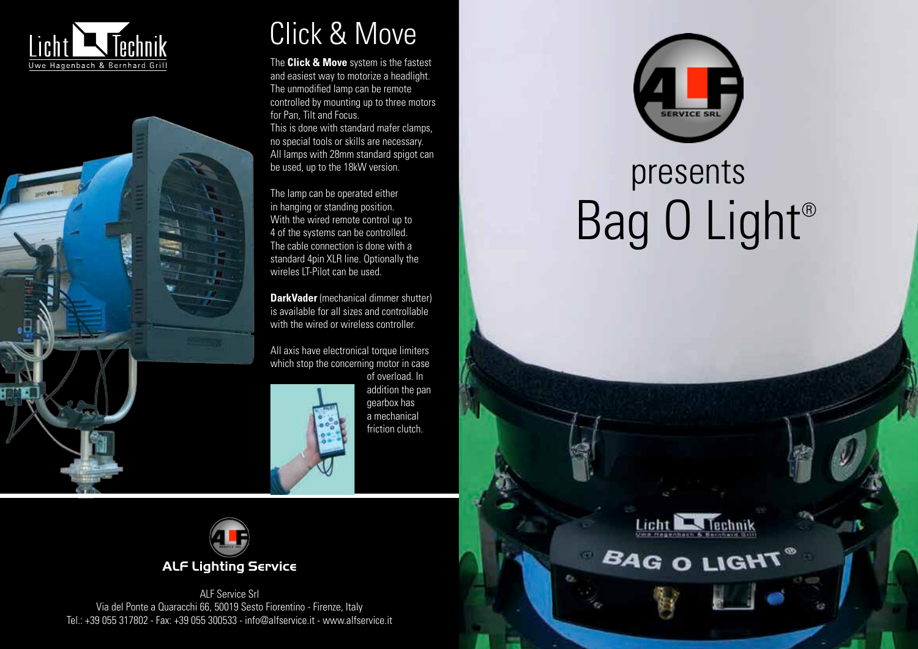Licht Technik
Uwe Hagenbach & Bernhard Grill

# Click & Move

The **Click & Move** system is the fastest and easiest way to motorize a headlight. The unmodified lamp can be remote controlled by mounting up to three motors for Pan, Tilt and Focus.
This is done with standard mafer clamps, no special tools or skills are necessary. All lamps with 28mm standard spigot can be used, up to the 18kW version.

The lamp can be operated either in hanging or standing position. With the wired remote control up to 4 of the systems can be controlled. The cable connection is done with a standard 4pin XLR line. Optionally the wireles LT-Pilot can be used.

**DarkVader** (mechanical dimmer shutter) is available for all sizes and controllable with the wired or wireless controller.

All axis have electronical torque limiters which stop the concerning motor in case of overload. In addition the pan gearbox has a mechanical friction clutch.

**ALF Lighting Service**

ALF Service Srl
Via del Ponte a Quaracchi 66, 50019 Sesto Fiorentino - Firenze, Italy
Tel.: +39 055 317802 - Fax: +39 055 300533 - info@alfservice.it - www.alfservice.it

ALF SERVICE SRL

presents

# Bag O Light®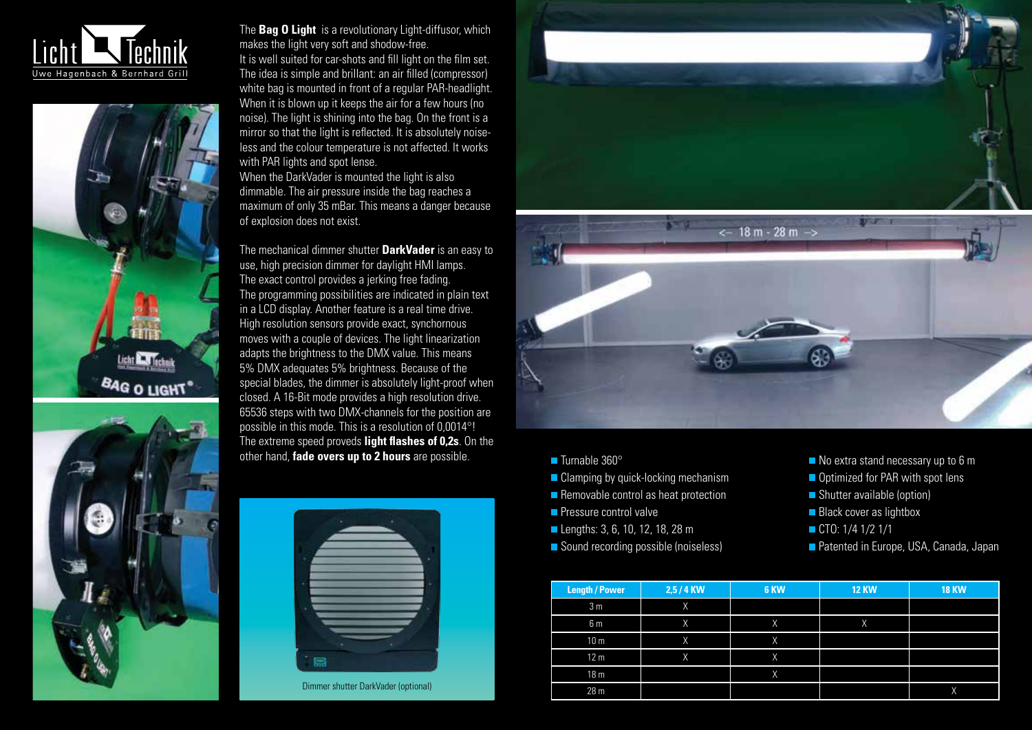Licht Technik
Uwe Hagenbach & Bernhard Grill

The **Bag O Light** is a revolutionary Light-diffusor, which makes the light very soft and shodow-free.
It is well suited for car-shots and fill light on the film set. The idea is simple and brillant: an air filled (compressor) white bag is mounted in front of a regular PAR-headlight. When it is blown up it keeps the air for a few hours (no noise). The light is shining into the bag. On the front is a mirror so that the light is reflected. It is absolutely noiseless and the colour temperature is not affected. It works with PAR lights and spot lense.
When the DarkVader is mounted the light is also dimmable. The air pressure inside the bag reaches a maximum of only 35 mBar. This means a danger because of explosion does not exist.

The mechanical dimmer shutter **DarkVader** is an easy to use, high precision dimmer for daylight HMI lamps. The exact control provides a jerking free fading. The programming possibilities are indicated in plain text in a LCD display. Another feature is a real time drive. High resolution sensors provide exact, synchornous moves with a couple of devices. The light linearization adapts the brightness to the DMX value. This means 5% DMX adequates 5% brightness. Because of the special blades, the dimmer is absolutely light-proof when closed. A 16-Bit mode provides a high resolution drive. 65536 steps with two DMX-channels for the position are possible in this mode. This is a resolution of 0,0014°! The extreme speed proveds **light flashes of 0,2s**. On the other hand, **fade overs up to 2 hours** are possible.

Dimmer shutter DarkVader (optional)

<- 18 m - 28 m ->

- Turnable 360°
- Clamping by quick-locking mechanism
- Removable control as heat protection
- Pressure control valve
- Lengths: 3, 6, 10, 12, 18, 28 m
- Sound recording possible (noiseless)
- No extra stand necessary up to 6 m
- Optimized for PAR with spot lens
- Shutter available (option)
- Black cover as lightbox
- CTO: 1/4 1/2 1/1
- Patented in Europe, USA, Canada, Japan

| Length / Power | 2,5 / 4 KW | 6 KW | 12 KW | 18 KW |
|---|---|---|---|---|
| 3 m | X | | | |
| 6 m | X | X | X | |
| 10 m | X | X | | |
| 12 m | X | X | | |
| 18 m | | X | | |
| 28 m | | | | X |